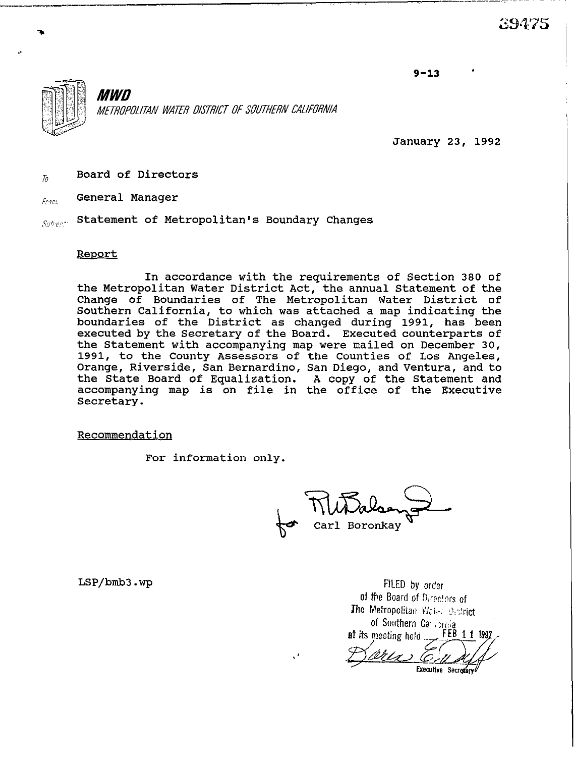39475

9-13

**MWD**

*METROPOLITAN WATER DISTRICT OF SOUTHERN CALIFORNIA*

January 23, 1992

To: Board of Directors

From: General Manager

Subject: Statement of Metropolitan's Boundary Changes

Report

In accordance with the requirements of Section 380 of the Metropolitan Water District Act, the annual Statement of the Change of Boundaries of The Metropolitan Water District of Southern California, to which was attached a map indicating the boundaries of the District as changed during 1991, has been executed by the Secretary of the Board. Executed counterparts of the Statement with accompanying map were mailed on December 30, 1991, to the County Assessors of the Counties of Los Angeles, Orange, Riverside, San Bernardino, San Diego, and Ventura, and to the State Board of Equalization. A copy of the Statement and accompanying map is on file in the office of the Executive Secretary.

Recommendation

For information only.

for Carl Boronkay

LSP/bmb3.wp

FILED by order of the Board of Directors of The Metropolitan Water District of Southern California at its meeting held FEB 11 1992

Executive Secretary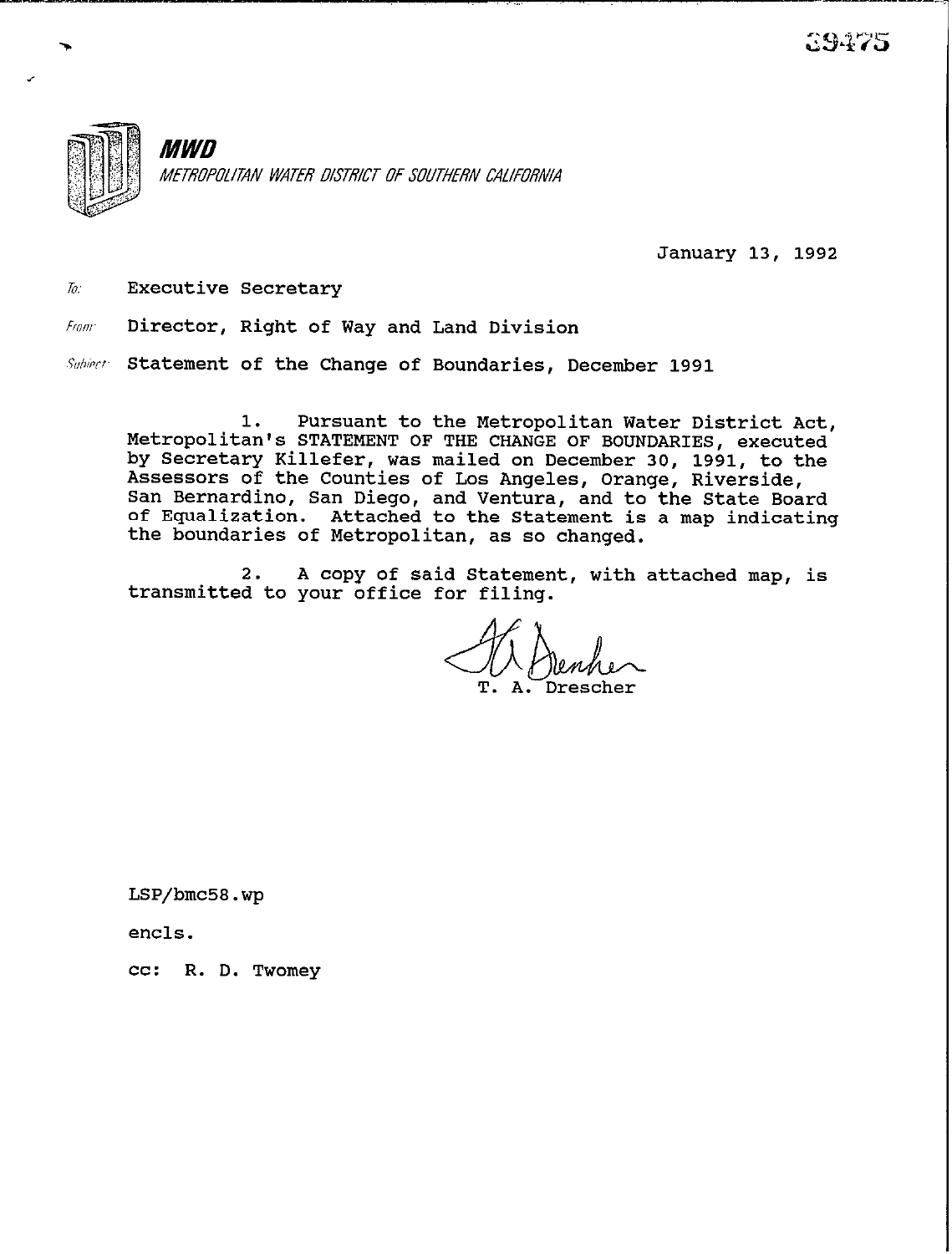39475

**MWD**

*METROPOLITAN WATER DISTRICT OF SOUTHERN CALIFORNIA*

January 13, 1992

To: Executive Secretary

From: Director, Right of Way and Land Division

Subject: Statement of the Change of Boundaries, December 1991

1. Pursuant to the Metropolitan Water District Act, Metropolitan's STATEMENT OF THE CHANGE OF BOUNDARIES, executed by Secretary Killefer, was mailed on December 30, 1991, to the Assessors of the Counties of Los Angeles, Orange, Riverside, San Bernardino, San Diego, and Ventura, and to the State Board of Equalization. Attached to the Statement is a map indicating the boundaries of Metropolitan, as so changed.

2. A copy of said Statement, with attached map, is transmitted to your office for filing.

T. A. Drescher

LSP/bmc58.wp

encls.

cc: R. D. Twomey